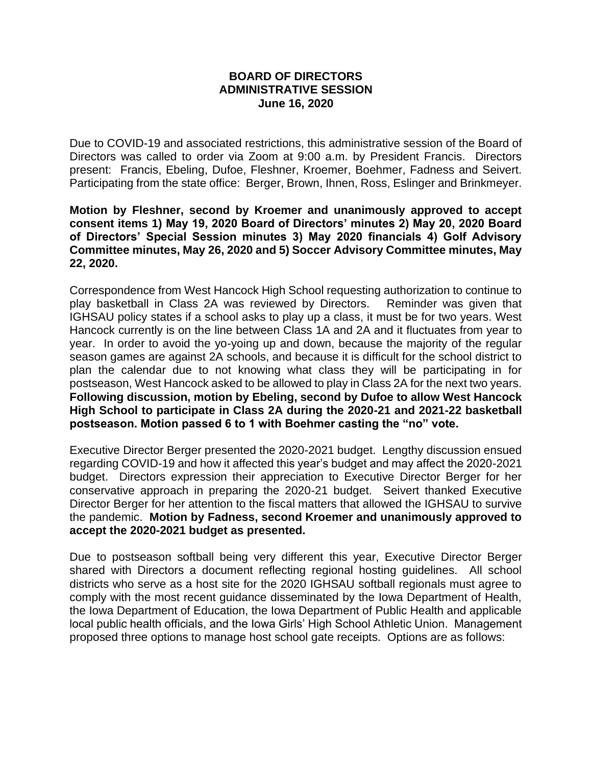# BOARD OF DIRECTORS
## ADMINISTRATIVE SESSION
### June 16, 2020

Due to COVID-19 and associated restrictions, this administrative session of the Board of Directors was called to order via Zoom at 9:00 a.m. by President Francis. Directors present: Francis, Ebeling, Dufoe, Fleshner, Kroemer, Boehmer, Fadness and Seivert. Participating from the state office: Berger, Brown, Ihnen, Ross, Eslinger and Brinkmeyer.

**Motion by Fleshner, second by Kroemer and unanimously approved to accept consent items 1) May 19, 2020 Board of Directors' minutes 2) May 20, 2020 Board of Directors' Special Session minutes 3) May 2020 financials 4) Golf Advisory Committee minutes, May 26, 2020 and 5) Soccer Advisory Committee minutes, May 22, 2020.**

Correspondence from West Hancock High School requesting authorization to continue to play basketball in Class 2A was reviewed by Directors. Reminder was given that IGHSAU policy states if a school asks to play up a class, it must be for two years. West Hancock currently is on the line between Class 1A and 2A and it fluctuates from year to year. In order to avoid the yo-yoing up and down, because the majority of the regular season games are against 2A schools, and because it is difficult for the school district to plan the calendar due to not knowing what class they will be participating in for postseason, West Hancock asked to be allowed to play in Class 2A for the next two years. **Following discussion, motion by Ebeling, second by Dufoe to allow West Hancock High School to participate in Class 2A during the 2020-21 and 2021-22 basketball postseason. Motion passed 6 to 1 with Boehmer casting the "no" vote.**

Executive Director Berger presented the 2020-2021 budget. Lengthy discussion ensued regarding COVID-19 and how it affected this year's budget and may affect the 2020-2021 budget. Directors expression their appreciation to Executive Director Berger for her conservative approach in preparing the 2020-21 budget. Seivert thanked Executive Director Berger for her attention to the fiscal matters that allowed the IGHSAU to survive the pandemic. **Motion by Fadness, second Kroemer and unanimously approved to accept the 2020-2021 budget as presented.**

Due to postseason softball being very different this year, Executive Director Berger shared with Directors a document reflecting regional hosting guidelines. All school districts who serve as a host site for the 2020 IGHSAU softball regionals must agree to comply with the most recent guidance disseminated by the Iowa Department of Health, the Iowa Department of Education, the Iowa Department of Public Health and applicable local public health officials, and the Iowa Girls' High School Athletic Union. Management proposed three options to manage host school gate receipts. Options are as follows: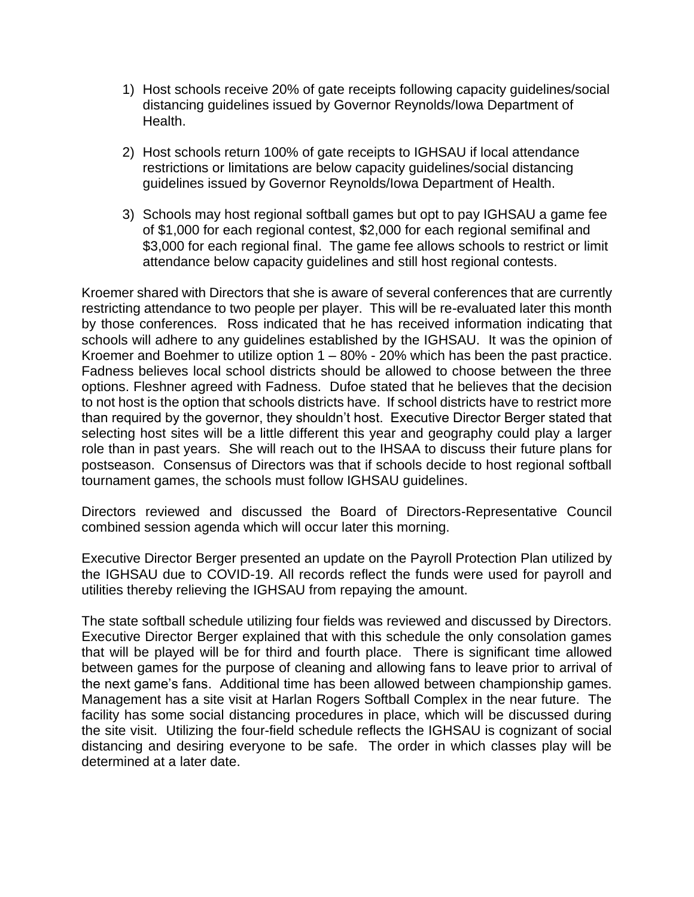1) Host schools receive 20% of gate receipts following capacity guidelines/social distancing guidelines issued by Governor Reynolds/Iowa Department of Health.

2) Host schools return 100% of gate receipts to IGHSAU if local attendance restrictions or limitations are below capacity guidelines/social distancing guidelines issued by Governor Reynolds/Iowa Department of Health.

3) Schools may host regional softball games but opt to pay IGHSAU a game fee of $1,000 for each regional contest, $2,000 for each regional semifinal and $3,000 for each regional final. The game fee allows schools to restrict or limit attendance below capacity guidelines and still host regional contests.

Kroemer shared with Directors that she is aware of several conferences that are currently restricting attendance to two people per player. This will be re-evaluated later this month by those conferences. Ross indicated that he has received information indicating that schools will adhere to any guidelines established by the IGHSAU. It was the opinion of Kroemer and Boehmer to utilize option 1 – 80% - 20% which has been the past practice. Fadness believes local school districts should be allowed to choose between the three options. Fleshner agreed with Fadness. Dufoe stated that he believes that the decision to not host is the option that schools districts have. If school districts have to restrict more than required by the governor, they shouldn't host. Executive Director Berger stated that selecting host sites will be a little different this year and geography could play a larger role than in past years. She will reach out to the IHSAA to discuss their future plans for postseason. Consensus of Directors was that if schools decide to host regional softball tournament games, the schools must follow IGHSAU guidelines.

Directors reviewed and discussed the Board of Directors-Representative Council combined session agenda which will occur later this morning.

Executive Director Berger presented an update on the Payroll Protection Plan utilized by the IGHSAU due to COVID-19. All records reflect the funds were used for payroll and utilities thereby relieving the IGHSAU from repaying the amount.

The state softball schedule utilizing four fields was reviewed and discussed by Directors. Executive Director Berger explained that with this schedule the only consolation games that will be played will be for third and fourth place. There is significant time allowed between games for the purpose of cleaning and allowing fans to leave prior to arrival of the next game's fans. Additional time has been allowed between championship games. Management has a site visit at Harlan Rogers Softball Complex in the near future. The facility has some social distancing procedures in place, which will be discussed during the site visit. Utilizing the four-field schedule reflects the IGHSAU is cognizant of social distancing and desiring everyone to be safe. The order in which classes play will be determined at a later date.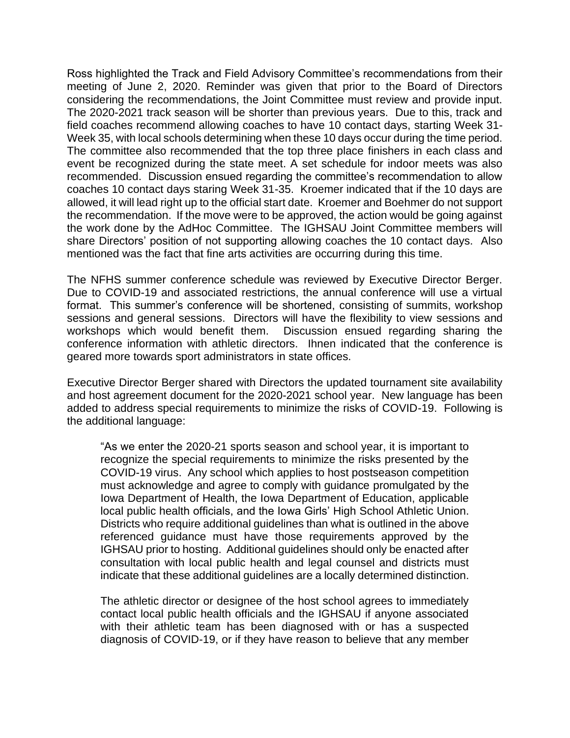Ross highlighted the Track and Field Advisory Committee's recommendations from their meeting of June 2, 2020. Reminder was given that prior to the Board of Directors considering the recommendations, the Joint Committee must review and provide input. The 2020-2021 track season will be shorter than previous years. Due to this, track and field coaches recommend allowing coaches to have 10 contact days, starting Week 31-Week 35, with local schools determining when these 10 days occur during the time period. The committee also recommended that the top three place finishers in each class and event be recognized during the state meet. A set schedule for indoor meets was also recommended. Discussion ensued regarding the committee's recommendation to allow coaches 10 contact days staring Week 31-35. Kroemer indicated that if the 10 days are allowed, it will lead right up to the official start date. Kroemer and Boehmer do not support the recommendation. If the move were to be approved, the action would be going against the work done by the AdHoc Committee. The IGHSAU Joint Committee members will share Directors' position of not supporting allowing coaches the 10 contact days. Also mentioned was the fact that fine arts activities are occurring during this time.

The NFHS summer conference schedule was reviewed by Executive Director Berger. Due to COVID-19 and associated restrictions, the annual conference will use a virtual format. This summer's conference will be shortened, consisting of summits, workshop sessions and general sessions. Directors will have the flexibility to view sessions and workshops which would benefit them. Discussion ensued regarding sharing the conference information with athletic directors. Ihnen indicated that the conference is geared more towards sport administrators in state offices.

Executive Director Berger shared with Directors the updated tournament site availability and host agreement document for the 2020-2021 school year. New language has been added to address special requirements to minimize the risks of COVID-19. Following is the additional language:

> "As we enter the 2020-21 sports season and school year, it is important to recognize the special requirements to minimize the risks presented by the COVID-19 virus. Any school which applies to host postseason competition must acknowledge and agree to comply with guidance promulgated by the Iowa Department of Health, the Iowa Department of Education, applicable local public health officials, and the Iowa Girls' High School Athletic Union. Districts who require additional guidelines than what is outlined in the above referenced guidance must have those requirements approved by the IGHSAU prior to hosting. Additional guidelines should only be enacted after consultation with local public health and legal counsel and districts must indicate that these additional guidelines are a locally determined distinction.
>
> The athletic director or designee of the host school agrees to immediately contact local public health officials and the IGHSAU if anyone associated with their athletic team has been diagnosed with or has a suspected diagnosis of COVID-19, or if they have reason to believe that any member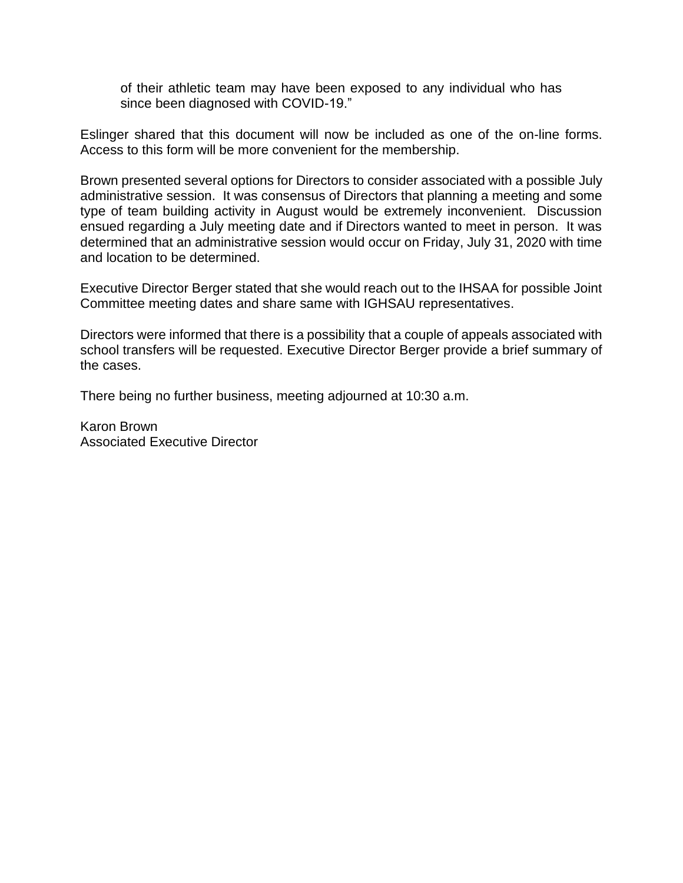> of their athletic team may have been exposed to any individual who has since been diagnosed with COVID-19."

Eslinger shared that this document will now be included as one of the on-line forms. Access to this form will be more convenient for the membership.

Brown presented several options for Directors to consider associated with a possible July administrative session. It was consensus of Directors that planning a meeting and some type of team building activity in August would be extremely inconvenient. Discussion ensued regarding a July meeting date and if Directors wanted to meet in person. It was determined that an administrative session would occur on Friday, July 31, 2020 with time and location to be determined.

Executive Director Berger stated that she would reach out to the IHSAA for possible Joint Committee meeting dates and share same with IGHSAU representatives.

Directors were informed that there is a possibility that a couple of appeals associated with school transfers will be requested. Executive Director Berger provide a brief summary of the cases.

There being no further business, meeting adjourned at 10:30 a.m.

Karon Brown
Associated Executive Director